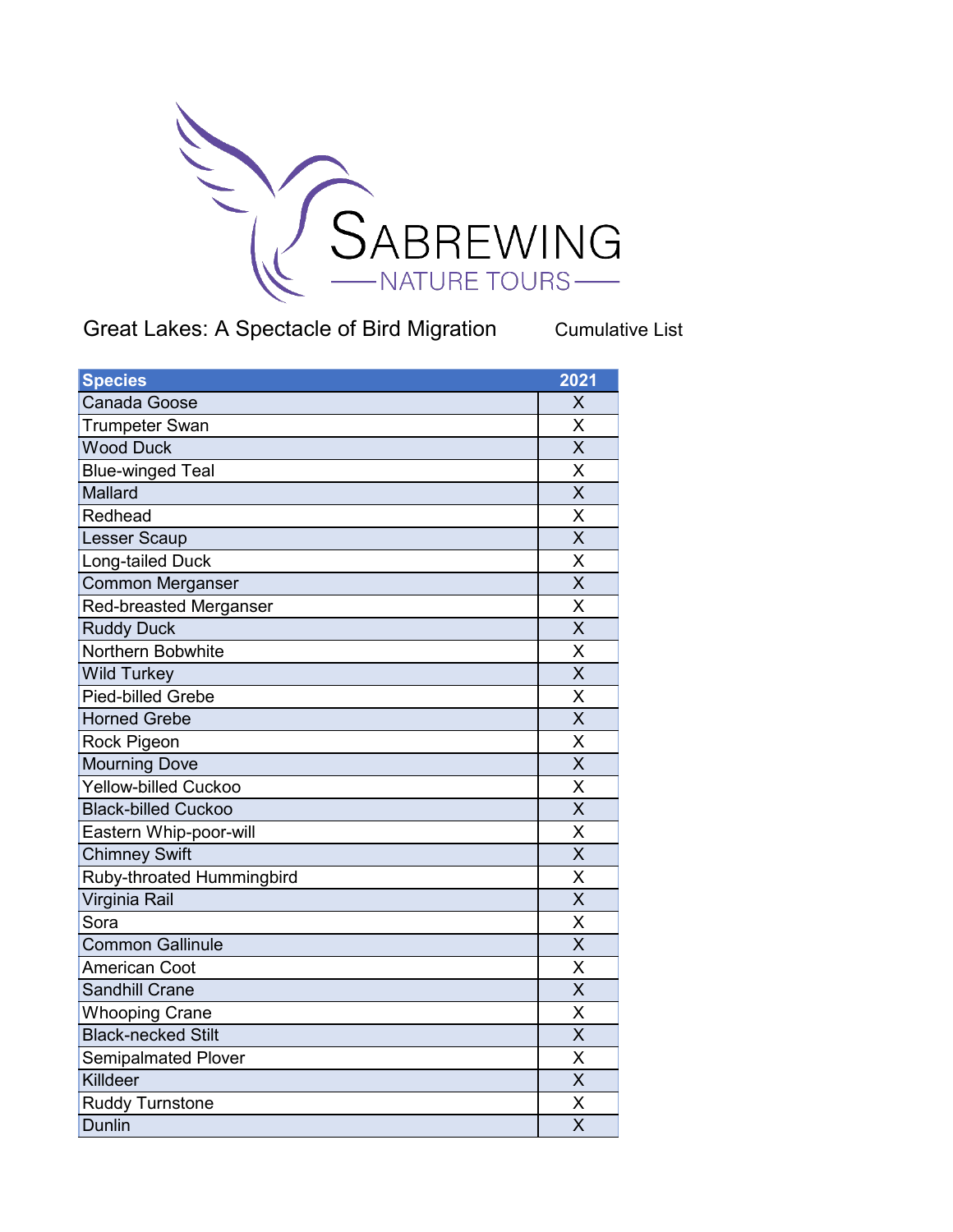# SABREWING

NATURE TOURS

Great Lakes: A Spectacle of Bird Migration Cumulative List

| Species | 2021 |
|---|---|
| Canada Goose | X |
| Trumpeter Swan | X |
| Wood Duck | X |
| Blue-winged Teal | X |
| Mallard | X |
| Redhead | X |
| Lesser Scaup | X |
| Long-tailed Duck | X |
| Common Merganser | X |
| Red-breasted Merganser | X |
| Ruddy Duck | X |
| Northern Bobwhite | X |
| Wild Turkey | X |
| Pied-billed Grebe | X |
| Horned Grebe | X |
| Rock Pigeon | X |
| Mourning Dove | X |
| Yellow-billed Cuckoo | X |
| Black-billed Cuckoo | X |
| Eastern Whip-poor-will | X |
| Chimney Swift | X |
| Ruby-throated Hummingbird | X |
| Virginia Rail | X |
| Sora | X |
| Common Gallinule | X |
| American Coot | X |
| Sandhill Crane | X |
| Whooping Crane | X |
| Black-necked Stilt | X |
| Semipalmated Plover | X |
| Killdeer | X |
| Ruddy Turnstone | X |
| Dunlin | X |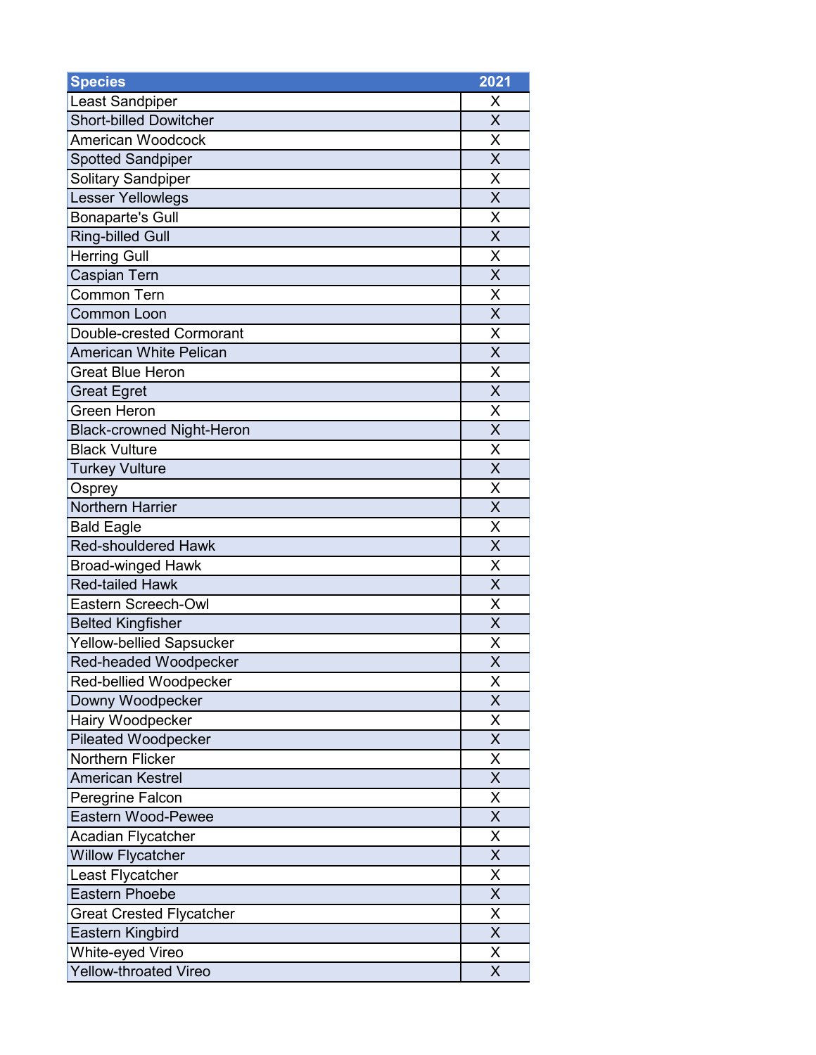| Species | 2021 |
|---|---|
| Least Sandpiper | X |
| Short-billed Dowitcher | X |
| American Woodcock | X |
| Spotted Sandpiper | X |
| Solitary Sandpiper | X |
| Lesser Yellowlegs | X |
| Bonaparte's Gull | X |
| Ring-billed Gull | X |
| Herring Gull | X |
| Caspian Tern | X |
| Common Tern | X |
| Common Loon | X |
| Double-crested Cormorant | X |
| American White Pelican | X |
| Great Blue Heron | X |
| Great Egret | X |
| Green Heron | X |
| Black-crowned Night-Heron | X |
| Black Vulture | X |
| Turkey Vulture | X |
| Osprey | X |
| Northern Harrier | X |
| Bald Eagle | X |
| Red-shouldered Hawk | X |
| Broad-winged Hawk | X |
| Red-tailed Hawk | X |
| Eastern Screech-Owl | X |
| Belted Kingfisher | X |
| Yellow-bellied Sapsucker | X |
| Red-headed Woodpecker | X |
| Red-bellied Woodpecker | X |
| Downy Woodpecker | X |
| Hairy Woodpecker | X |
| Pileated Woodpecker | X |
| Northern Flicker | X |
| American Kestrel | X |
| Peregrine Falcon | X |
| Eastern Wood-Pewee | X |
| Acadian Flycatcher | X |
| Willow Flycatcher | X |
| Least Flycatcher | X |
| Eastern Phoebe | X |
| Great Crested Flycatcher | X |
| Eastern Kingbird | X |
| White-eyed Vireo | X |
| Yellow-throated Vireo | X |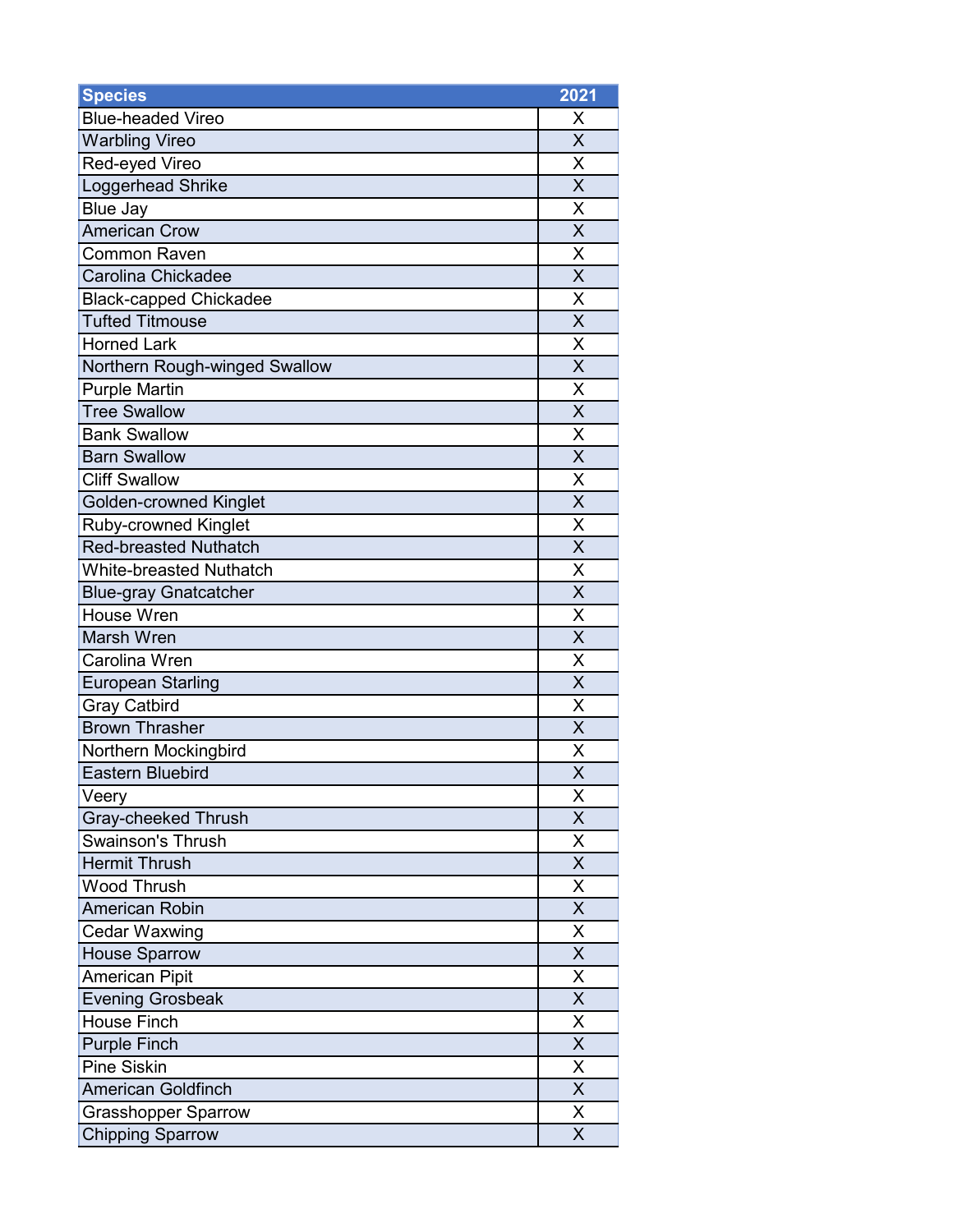| Species | 2021 |
|---|---|
| Blue-headed Vireo | X |
| Warbling Vireo | X |
| Red-eyed Vireo | X |
| Loggerhead Shrike | X |
| Blue Jay | X |
| American Crow | X |
| Common Raven | X |
| Carolina Chickadee | X |
| Black-capped Chickadee | X |
| Tufted Titmouse | X |
| Horned Lark | X |
| Northern Rough-winged Swallow | X |
| Purple Martin | X |
| Tree Swallow | X |
| Bank Swallow | X |
| Barn Swallow | X |
| Cliff Swallow | X |
| Golden-crowned Kinglet | X |
| Ruby-crowned Kinglet | X |
| Red-breasted Nuthatch | X |
| White-breasted Nuthatch | X |
| Blue-gray Gnatcatcher | X |
| House Wren | X |
| Marsh Wren | X |
| Carolina Wren | X |
| European Starling | X |
| Gray Catbird | X |
| Brown Thrasher | X |
| Northern Mockingbird | X |
| Eastern Bluebird | X |
| Veery | X |
| Gray-cheeked Thrush | X |
| Swainson's Thrush | X |
| Hermit Thrush | X |
| Wood Thrush | X |
| American Robin | X |
| Cedar Waxwing | X |
| House Sparrow | X |
| American Pipit | X |
| Evening Grosbeak | X |
| House Finch | X |
| Purple Finch | X |
| Pine Siskin | X |
| American Goldfinch | X |
| Grasshopper Sparrow | X |
| Chipping Sparrow | X |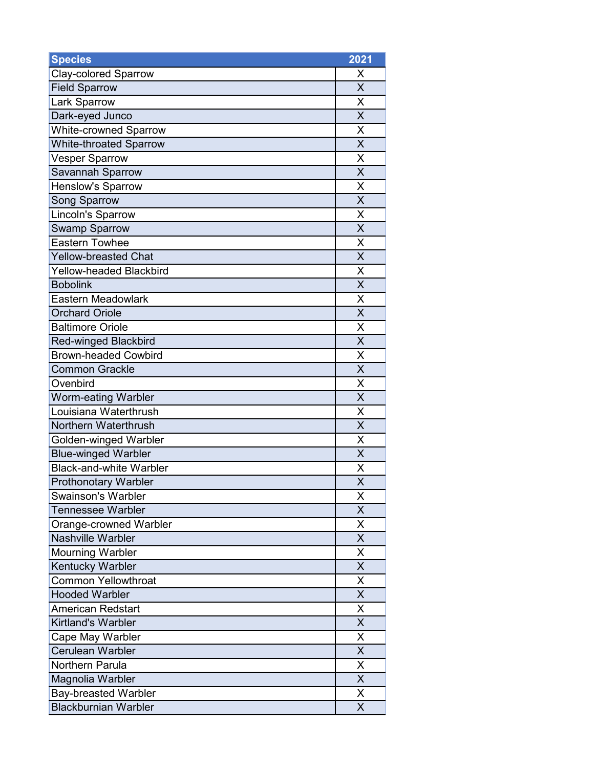| Species | 2021 |
|---|---|
| Clay-colored Sparrow | X |
| Field Sparrow | X |
| Lark Sparrow | X |
| Dark-eyed Junco | X |
| White-crowned Sparrow | X |
| White-throated Sparrow | X |
| Vesper Sparrow | X |
| Savannah Sparrow | X |
| Henslow's Sparrow | X |
| Song Sparrow | X |
| Lincoln's Sparrow | X |
| Swamp Sparrow | X |
| Eastern Towhee | X |
| Yellow-breasted Chat | X |
| Yellow-headed Blackbird | X |
| Bobolink | X |
| Eastern Meadowlark | X |
| Orchard Oriole | X |
| Baltimore Oriole | X |
| Red-winged Blackbird | X |
| Brown-headed Cowbird | X |
| Common Grackle | X |
| Ovenbird | X |
| Worm-eating Warbler | X |
| Louisiana Waterthrush | X |
| Northern Waterthrush | X |
| Golden-winged Warbler | X |
| Blue-winged Warbler | X |
| Black-and-white Warbler | X |
| Prothonotary Warbler | X |
| Swainson's Warbler | X |
| Tennessee Warbler | X |
| Orange-crowned Warbler | X |
| Nashville Warbler | X |
| Mourning Warbler | X |
| Kentucky Warbler | X |
| Common Yellowthroat | X |
| Hooded Warbler | X |
| American Redstart | X |
| Kirtland's Warbler | X |
| Cape May Warbler | X |
| Cerulean Warbler | X |
| Northern Parula | X |
| Magnolia Warbler | X |
| Bay-breasted Warbler | X |
| Blackburnian Warbler | X |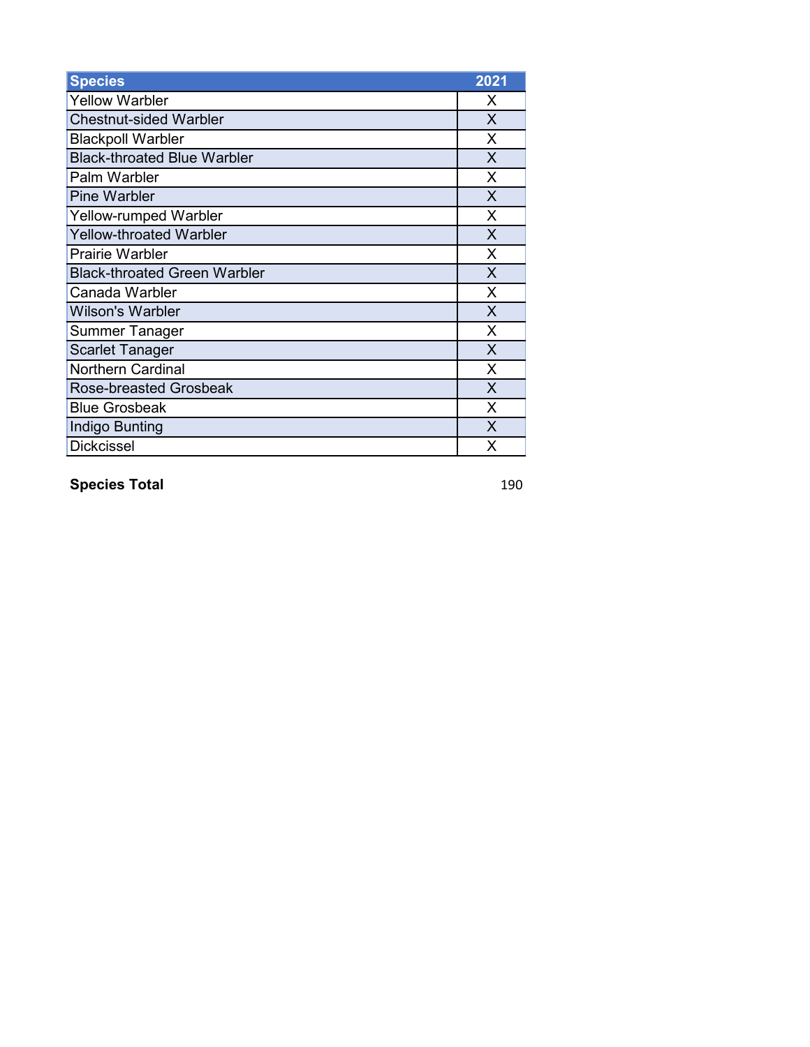| Species | 2021 |
|---|---|
| Yellow Warbler | X |
| Chestnut-sided Warbler | X |
| Blackpoll Warbler | X |
| Black-throated Blue Warbler | X |
| Palm Warbler | X |
| Pine Warbler | X |
| Yellow-rumped Warbler | X |
| Yellow-throated Warbler | X |
| Prairie Warbler | X |
| Black-throated Green Warbler | X |
| Canada Warbler | X |
| Wilson's Warbler | X |
| Summer Tanager | X |
| Scarlet Tanager | X |
| Northern Cardinal | X |
| Rose-breasted Grosbeak | X |
| Blue Grosbeak | X |
| Indigo Bunting | X |
| Dickcissel | X |

**Species Total** 190